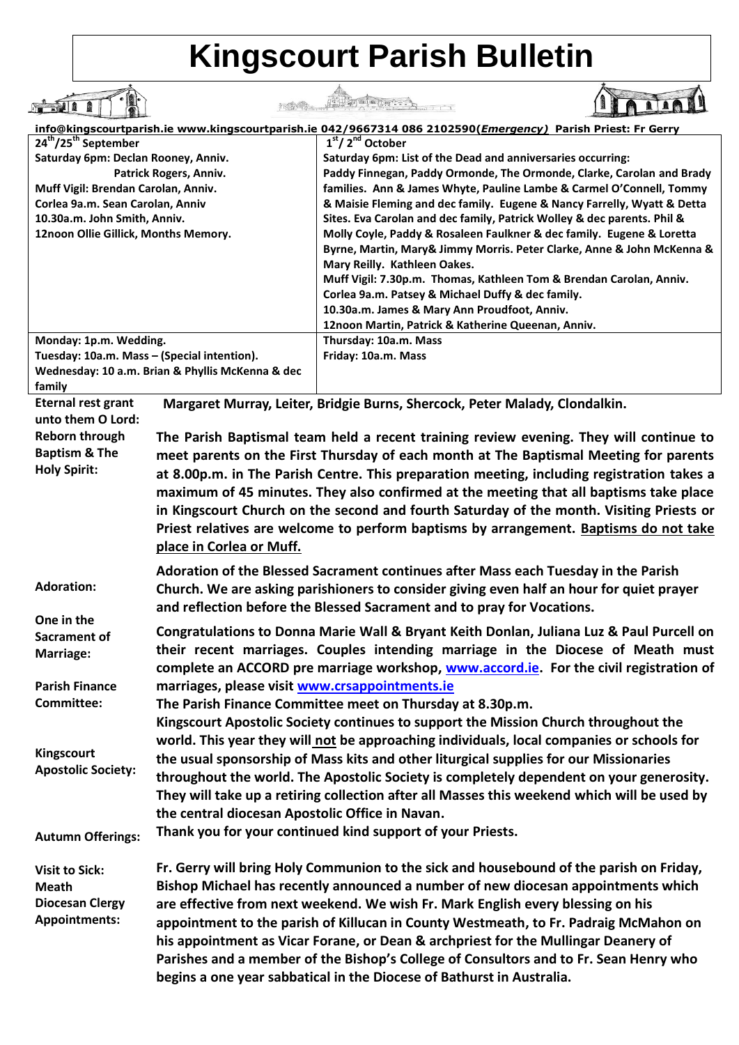# Kingscourt Parish Bulletin

**info@kingscourtparish.ie www.kingscourtparish.ie 042/9667314 086 2102590(*Emergency*) Parish Priest: Fr Gerry**

| **24th/25th September** | **1st / 2nd October** |
|---|---|
| **Saturday 6pm: Declan Rooney, Anniv.**<br>**Patrick Rogers, Anniv.**<br>**Muff Vigil: Brendan Carolan, Anniv.**<br>**Corlea 9a.m. Sean Carolan, Anniv**<br>**10.30a.m. John Smith, Anniv.**<br>**12noon Ollie Gillick, Months Memory.** | **Saturday 6pm: List of the Dead and anniversaries occurring:**<br>**Paddy Finnegan, Paddy Ormonde, The Ormonde, Clarke, Carolan and Brady families. Ann & James Whyte, Pauline Lambe & Carmel O'Connell, Tommy & Maisie Fleming and dec family. Eugene & Nancy Farrelly, Wyatt & Detta Sites. Eva Carolan and dec family, Patrick Wolley & dec parents. Phil & Molly Coyle, Paddy & Rosaleen Faulkner & dec family. Eugene & Loretta Byrne, Martin, Mary& Jimmy Morris. Peter Clarke, Anne & John McKenna & Mary Reilly. Kathleen Oakes.**<br>**Muff Vigil: 7.30p.m. Thomas, Kathleen Tom & Brendan Carolan, Anniv.**<br>**Corlea 9a.m. Patsey & Michael Duffy & dec family.**<br>**10.30a.m. James & Mary Ann Proudfoot, Anniv.**<br>**12noon Martin, Patrick & Katherine Queenan, Anniv.** |
| **Monday: 1p.m. Wedding.**<br>**Tuesday: 10a.m. Mass – (Special intention).**<br>**Wednesday: 10 a.m. Brian & Phyllis McKenna & dec family** | **Thursday: 10a.m. Mass**<br>**Friday: 10a.m. Mass** |

**Eternal rest grant unto them O Lord:** **Margaret Murray, Leiter, Bridgie Burns, Shercock, Peter Malady, Clondalkin.**

**Reborn through Baptism & The Holy Spirit:** **The Parish Baptismal team held a recent training review evening. They will continue to meet parents on the First Thursday of each month at The Baptismal Meeting for parents at 8.00p.m. in The Parish Centre. This preparation meeting, including registration takes a maximum of 45 minutes. They also confirmed at the meeting that all baptisms take place in Kingscourt Church on the second and fourth Saturday of the month. Visiting Priests or Priest relatives are welcome to perform baptisms by arrangement. Baptisms do not take place in Corlea or Muff.**

**Adoration:** **Adoration of the Blessed Sacrament continues after Mass each Tuesday in the Parish Church. We are asking parishioners to consider giving even half an hour for quiet prayer and reflection before the Blessed Sacrament and to pray for Vocations.**

**One in the Sacrament of Marriage:** **Congratulations to Donna Marie Wall & Bryant Keith Donlan, Juliana Luz & Paul Purcell on their recent marriages. Couples intending marriage in the Diocese of Meath must complete an ACCORD pre marriage workshop, www.accord.ie. For the civil registration of marriages, please visit www.crsappointments.ie**

**Parish Finance Committee:** **The Parish Finance Committee meet on Thursday at 8.30p.m.**

**Kingscourt Apostolic Society:** **Kingscourt Apostolic Society continues to support the Mission Church throughout the world. This year they will not be approaching individuals, local companies or schools for the usual sponsorship of Mass kits and other liturgical supplies for our Missionaries throughout the world. The Apostolic Society is completely dependent on your generosity. They will take up a retiring collection after all Masses this weekend which will be used by the central diocesan Apostolic Office in Navan.**

**Autumn Offerings:** **Thank you for your continued kind support of your Priests.**

**Visit to Sick:** **Fr. Gerry will bring Holy Communion to the sick and housebound of the parish on Friday,**

**Meath Diocesan Clergy Appointments:** **Bishop Michael has recently announced a number of new diocesan appointments which are effective from next weekend. We wish Fr. Mark English every blessing on his appointment to the parish of Killucan in County Westmeath, to Fr. Padraig McMahon on his appointment as Vicar Forane, or Dean & archpriest for the Mullingar Deanery of Parishes and a member of the Bishop's College of Consultors and to Fr. Sean Henry who begins a one year sabbatical in the Diocese of Bathurst in Australia.**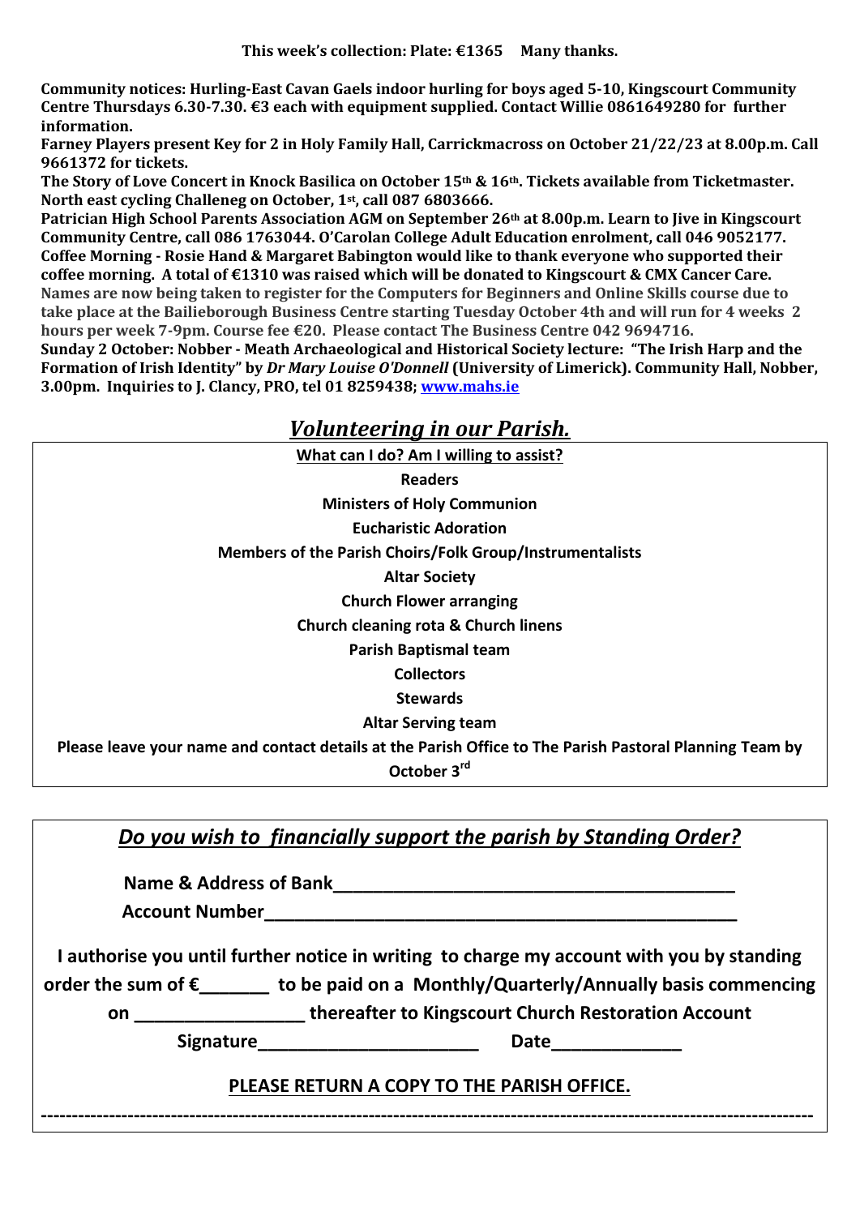**This week's collection: Plate: €1365   Many thanks.**

**Community notices: Hurling-East Cavan Gaels indoor hurling for boys aged 5-10, Kingscourt Community Centre Thursdays 6.30-7.30. €3 each with equipment supplied. Contact Willie 0861649280 for further information.**

**Farney Players present Key for 2 in Holy Family Hall, Carrickmacross on October 21/22/23 at 8.00p.m. Call 9661372 for tickets.**

**The Story of Love Concert in Knock Basilica on October 15th & 16th. Tickets available from Ticketmaster. North east cycling Challeneg on October, 1st, call 087 6803666.**

**Patrician High School Parents Association AGM on September 26th at 8.00p.m. Learn to Jive in Kingscourt Community Centre, call 086 1763044. O'Carolan College Adult Education enrolment, call 046 9052177. Coffee Morning - Rosie Hand & Margaret Babington would like to thank everyone who supported their coffee morning. A total of €1310 was raised which will be donated to Kingscourt & CMX Cancer Care.**

**Names are now being taken to register for the Computers for Beginners and Online Skills course due to take place at the Bailieborough Business Centre starting Tuesday October 4th and will run for 4 weeks 2 hours per week 7-9pm. Course fee €20. Please contact The Business Centre 042 9694716.**

**Sunday 2 October: Nobber - Meath Archaeological and Historical Society lecture: "The Irish Harp and the Formation of Irish Identity" by *Dr Mary Louise O'Donnell* (University of Limerick). Community Hall, Nobber, 3.00pm. Inquiries to J. Clancy, PRO, tel 01 8259438; www.mahs.ie**

## *Volunteering in our Parish.*

**What can I do? Am I willing to assist?**

**Readers**

**Ministers of Holy Communion**

**Eucharistic Adoration**

**Members of the Parish Choirs/Folk Group/Instrumentalists**

**Altar Society**

**Church Flower arranging**

**Church cleaning rota & Church linens**

**Parish Baptismal team**

**Collectors**

**Stewards**

**Altar Serving team**

**Please leave your name and contact details at the Parish Office to The Parish Pastoral Planning Team by October 3rd**

## *Do you wish to financially support the parish by Standing Order?*

**Name & Address of Bank________________________________________**

**Account Number_______________________________________________**

**I authorise you until further notice in writing to charge my account with you by standing order the sum of €_______ to be paid on a Monthly/Quarterly/Annually basis commencing on _________________ thereafter to Kingscourt Church Restoration Account**

**Signature______________________   Date_____________**

**PLEASE RETURN A COPY TO THE PARISH OFFICE.**

------------------------------------------------------------------------------------------------------------------------